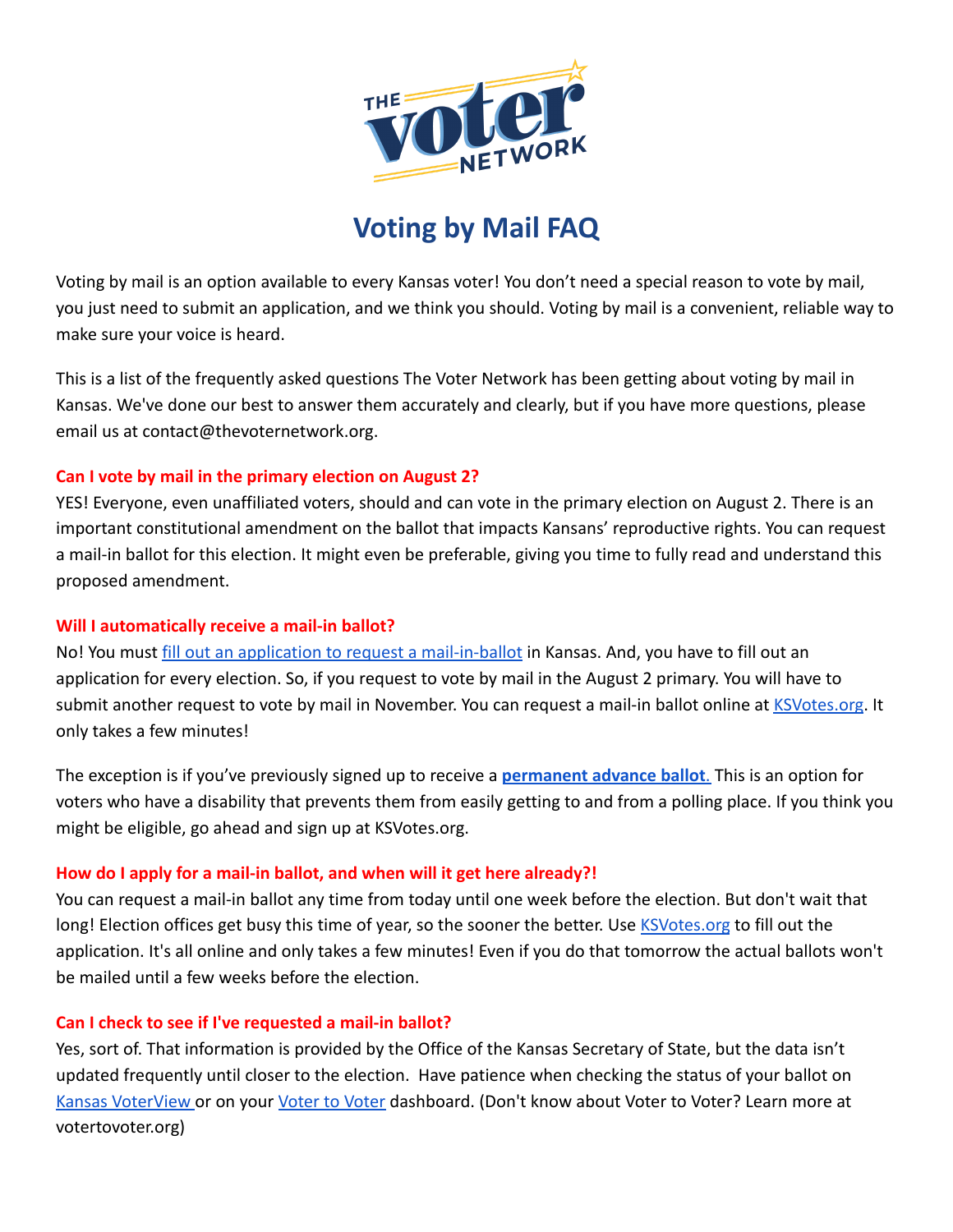# Voting by Mail FAQ

Voting by mail is an option available to every Kansas voter! You don't need a special reason to vote by mail, you just need to submit an application, and we think you should. Voting by mail is a convenient, reliable way to make sure your voice is heard.

This is a list of the frequently asked questions The Voter Network has been getting about voting by mail in Kansas. We've done our best to answer them accurately and clearly, but if you have more questions, please email us at contact@thevoternetwork.org.

### Can I vote by mail in the primary election on August 2?

YES! Everyone, even unaffiliated voters, should and can vote in the primary election on August 2. There is an important constitutional amendment on the ballot that impacts Kansans' reproductive rights. You can request a mail-in ballot for this election. It might even be preferable, giving you time to fully read and understand this proposed amendment.

### Will I automatically receive a mail-in ballot?

No! You must fill out an application to request a mail-in-ballot in Kansas. And, you have to fill out an application for every election. So, if you request to vote by mail in the August 2 primary. You will have to submit another request to vote by mail in November. You can request a mail-in ballot online at KSVotes.org. It only takes a few minutes!

The exception is if you've previously signed up to receive a **permanent advance ballot**. This is an option for voters who have a disability that prevents them from easily getting to and from a polling place. If you think you might be eligible, go ahead and sign up at KSVotes.org.

### How do I apply for a mail-in ballot, and when will it get here already?!

You can request a mail-in ballot any time from today until one week before the election. But don't wait that long! Election offices get busy this time of year, so the sooner the better. Use KSVotes.org to fill out the application. It's all online and only takes a few minutes! Even if you do that tomorrow the actual ballots won't be mailed until a few weeks before the election.

### Can I check to see if I've requested a mail-in ballot?

Yes, sort of. That information is provided by the Office of the Kansas Secretary of State, but the data isn't updated frequently until closer to the election. Have patience when checking the status of your ballot on Kansas VoterView or on your Voter to Voter dashboard. (Don't know about Voter to Voter? Learn more at votertovoter.org)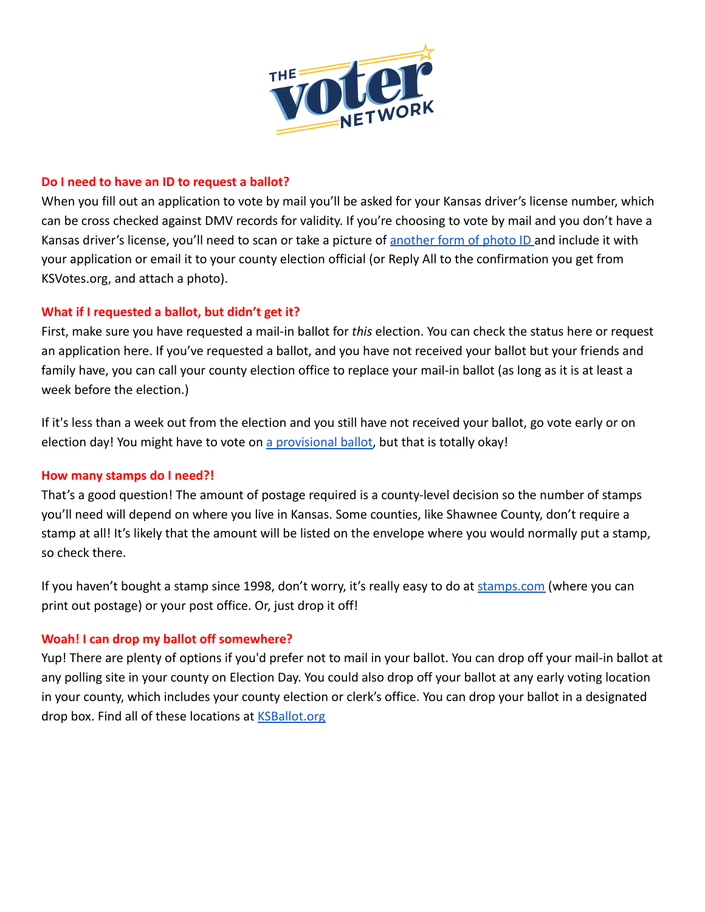### Do I need to have an ID to request a ballot?

When you fill out an application to vote by mail you'll be asked for your Kansas driver's license number, which can be cross checked against DMV records for validity. If you're choosing to vote by mail and you don't have a Kansas driver's license, you'll need to scan or take a picture of another form of photo ID and include it with your application or email it to your county election official (or Reply All to the confirmation you get from KSVotes.org, and attach a photo).

### What if I requested a ballot, but didn't get it?

First, make sure you have requested a mail-in ballot for *this* election. You can check the status here or request an application here. If you've requested a ballot, and you have not received your ballot but your friends and family have, you can call your county election office to replace your mail-in ballot (as long as it is at least a week before the election.)

If it's less than a week out from the election and you still have not received your ballot, go vote early or on election day! You might have to vote on a provisional ballot, but that is totally okay!

### How many stamps do I need?!

That's a good question! The amount of postage required is a county-level decision so the number of stamps you'll need will depend on where you live in Kansas. Some counties, like Shawnee County, don't require a stamp at all! It's likely that the amount will be listed on the envelope where you would normally put a stamp, so check there.

If you haven't bought a stamp since 1998, don't worry, it's really easy to do at stamps.com (where you can print out postage) or your post office. Or, just drop it off!

### Woah! I can drop my ballot off somewhere?

Yup! There are plenty of options if you'd prefer not to mail in your ballot. You can drop off your mail-in ballot at any polling site in your county on Election Day. You could also drop off your ballot at any early voting location in your county, which includes your county election or clerk's office. You can drop your ballot in a designated drop box. Find all of these locations at KSBallot.org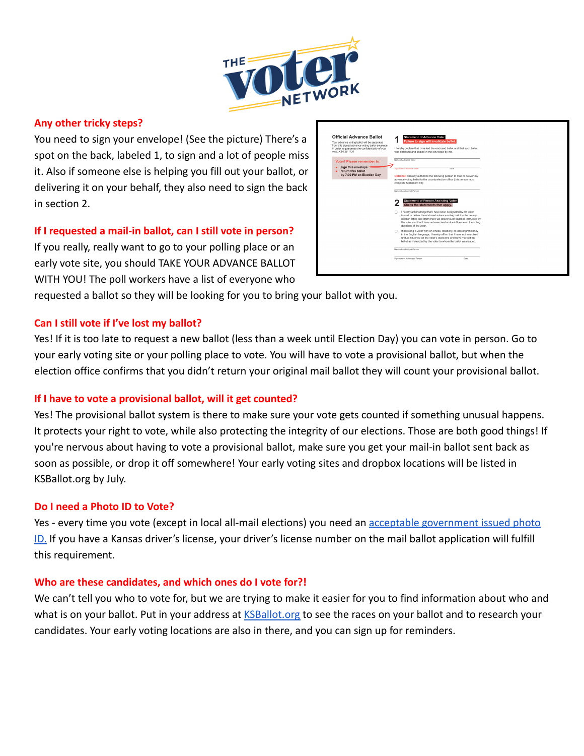**Any other tricky steps?**

You need to sign your envelope! (See the picture) There's a spot on the back, labeled 1, to sign and a lot of people miss it. Also if someone else is helping you fill out your ballot, or delivering it on your behalf, they also need to sign the back in section 2.

**If I requested a mail-in ballot, can I still vote in person?**

If you really, really want to go to your polling place or an early vote site, you should TAKE YOUR ADVANCE BALLOT WITH YOU! The poll workers have a list of everyone who requested a ballot so they will be looking for you to bring your ballot with you.

**Can I still vote if I've lost my ballot?**

Yes! If it is too late to request a new ballot (less than a week until Election Day) you can vote in person. Go to your early voting site or your polling place to vote. You will have to vote a provisional ballot, but when the election office confirms that you didn't return your original mail ballot they will count your provisional ballot.

**If I have to vote a provisional ballot, will it get counted?**

Yes! The provisional ballot system is there to make sure your vote gets counted if something unusual happens. It protects your right to vote, while also protecting the integrity of our elections. Those are both good things! If you're nervous about having to vote a provisional ballot, make sure you get your mail-in ballot sent back as soon as possible, or drop it off somewhere! Your early voting sites and dropbox locations will be listed in KSBallot.org by July.

**Do I need a Photo ID to Vote?**

Yes - every time you vote (except in local all-mail elections) you need an acceptable government issued photo ID. If you have a Kansas driver's license, your driver's license number on the mail ballot application will fulfill this requirement.

**Who are these candidates, and which ones do I vote for?!**

We can't tell you who to vote for, but we are trying to make it easier for you to find information about who and what is on your ballot. Put in your address at KSBallot.org to see the races on your ballot and to research your candidates. Your early voting locations are also in there, and you can sign up for reminders.